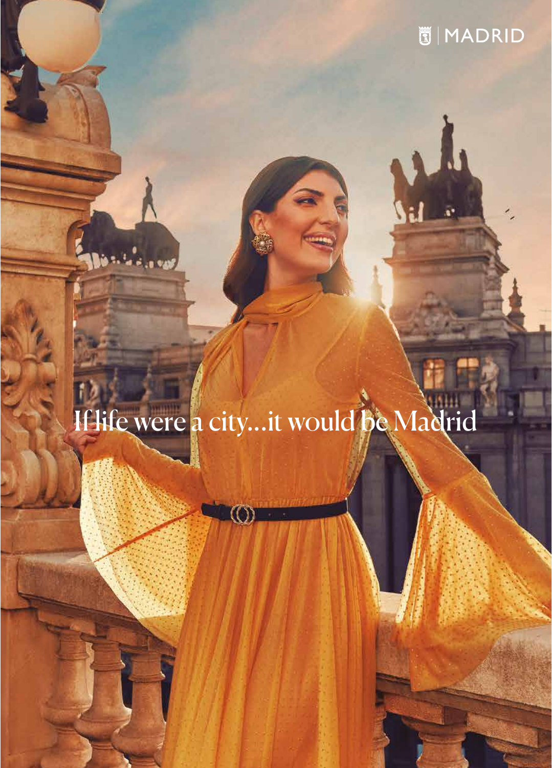MADRID

If life were a city...it would be Madrid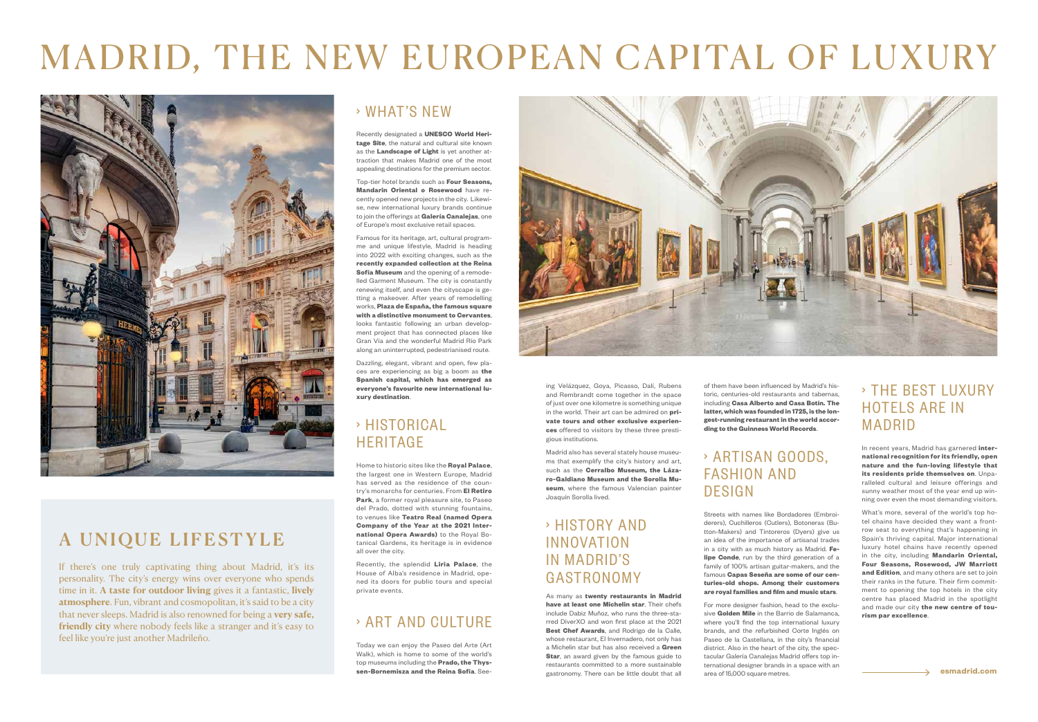# MADRID, THE NEW EUROPEAN CAPITAL OF LUXURY

## A UNIQUE LIFESTYLE

If there's one truly captivating thing about Madrid, it's its personality. The city's energy wins over everyone who spends time in it. **A taste for outdoor living** gives it a fantastic, **lively atmosphere**. Fun, vibrant and cosmopolitan, it's said to be a city that never sleeps. Madrid is also renowned for being a **very safe, friendly city** where nobody feels like a stranger and it's easy to feel like you're just another Madrileño.

## › WHAT'S NEW

Recently designated a **UNESCO World Heritage Site**, the natural and cultural site known as the **Landscape of Light** is yet another attraction that makes Madrid one of the most appealing destinations for the premium sector.

Top-tier hotel brands such as **Four Seasons, Mandarin Oriental o Rosewood** have recently opened new projects in the city. Likewise, new international luxury brands continue to join the offerings at **Galería Canalejas**, one of Europe's most exclusive retail spaces.

Famous for its heritage, art, cultural programme and unique lifestyle, Madrid is heading into 2022 with exciting changes, such as the **recently expanded collection at the Reina Sofía Museum** and the opening of a remodelled Garment Museum. The city is constantly renewing itself, and even the cityscape is getting a makeover. After years of remodelling works, **Plaza de España, the famous square with a distinctive monument to Cervantes**, looks fantastic following an urban development project that has connected places like Gran Vía and the wonderful Madrid Río Park along an uninterrupted, pedestrianised route.

Dazzling, elegant, vibrant and open, few places are experiencing as big a boom as **the Spanish capital, which has emerged as everyone's favourite new international luxury destination**.

## › HISTORICAL HERITAGE

Home to historic sites like the **Royal Palace**, the largest one in Western Europe, Madrid has served as the residence of the country's monarchs for centuries. From **El Retiro Park**, a former royal pleasure site, to Paseo del Prado, dotted with stunning fountains, to venues like **Teatro Real (named Opera Company of the Year at the 2021 International Opera Awards)** to the Royal Botanical Gardens, its heritage is in evidence all over the city.

Recently, the splendid **Liria Palace**, the House of Alba's residence in Madrid, opened its doors for public tours and special private events.

## › ART AND CULTURE

Today we can enjoy the Paseo del Arte (Art Walk), which is home to some of the world's top museums including the **Prado, the Thyssen-Bornemisza and the Reina Sofía**. Seeing Velázquez, Goya, Picasso, Dalí, Rubens and Rembrandt come together in the space of just over one kilometre is something unique in the world. Their art can be admired on **private tours and other exclusive experiences** offered to visitors by these three prestigious institutions.

Madrid also has several stately house museums that exemplify the city's history and art, such as the **Cerralbo Museum, the Lázaro-Galdiano Museum and the Sorolla Museum**, where the famous Valencian painter Joaquín Sorolla lived.

## › HISTORY AND INNOVATION IN MADRID'S GASTRONOMY

As many as **twenty restaurants in Madrid have at least one Michelin star**. Their chefs include Dabiz Muñoz, who runs the three-starred DiverXO and won first place at the 2021 **Best Chef Awards**, and Rodrigo de la Calle, whose restaurant, El Invernadero, not only has a Michelin star but has also received a **Green Star**, an award given by the famous guide to restaurants committed to a more sustainable gastronomy. There can be little doubt that all of them have been influenced by Madrid's historic, centuries-old restaurants and tabernas, including **Casa Alberto and Casa Botín. The latter, which was founded in 1725, is the longest-running restaurant in the world according to the Guinness World Records**.

## › ARTISAN GOODS, FASHION AND DESIGN

Streets with names like Bordadores (Embroiderers), Cuchilleros (Cutlers), Botoneras (Button-Makers) and Tintoreros (Dyers) give us an idea of the importance of artisanal trades in a city with as much history as Madrid. **Felipe Conde**, run by the third generation of a family of 100% artisan guitar-makers, and the famous **Capas Seseña are some of our centuries-old shops. Among their customers are royal families and film and music stars**.

For more designer fashion, head to the exclusive **Golden Mile** in the Barrio de Salamanca, where you'll find the top international luxury brands, and the refurbished Corte Inglés on Paseo de la Castellana, in the city's financial district. Also in the heart of the city, the spectacular Galería Canalejas Madrid offers top international designer brands in a space with an area of 15,000 square metres.

## › THE BEST LUXURY HOTELS ARE IN MADRID

In recent years, Madrid has garnered **international recognition for its friendly, open nature and the fun-loving lifestyle that its residents pride themselves on**. Unparalleled cultural and leisure offerings and sunny weather most of the year end up winning over even the most demanding visitors.

What's more, several of the world's top hotel chains have decided they want a front-row seat to everything that's happening in Spain's thriving capital. Major international luxury hotel chains have recently opened in the city, including **Mandarin Oriental, Four Seasons, Rosewood, JW Marriott and Edition**, and many others are set to join their ranks in the future. Their firm commitment to opening the top hotels in the city centre has placed Madrid in the spotlight and made our city **the new centre of tourism par excellence**.

**esmadrid.com**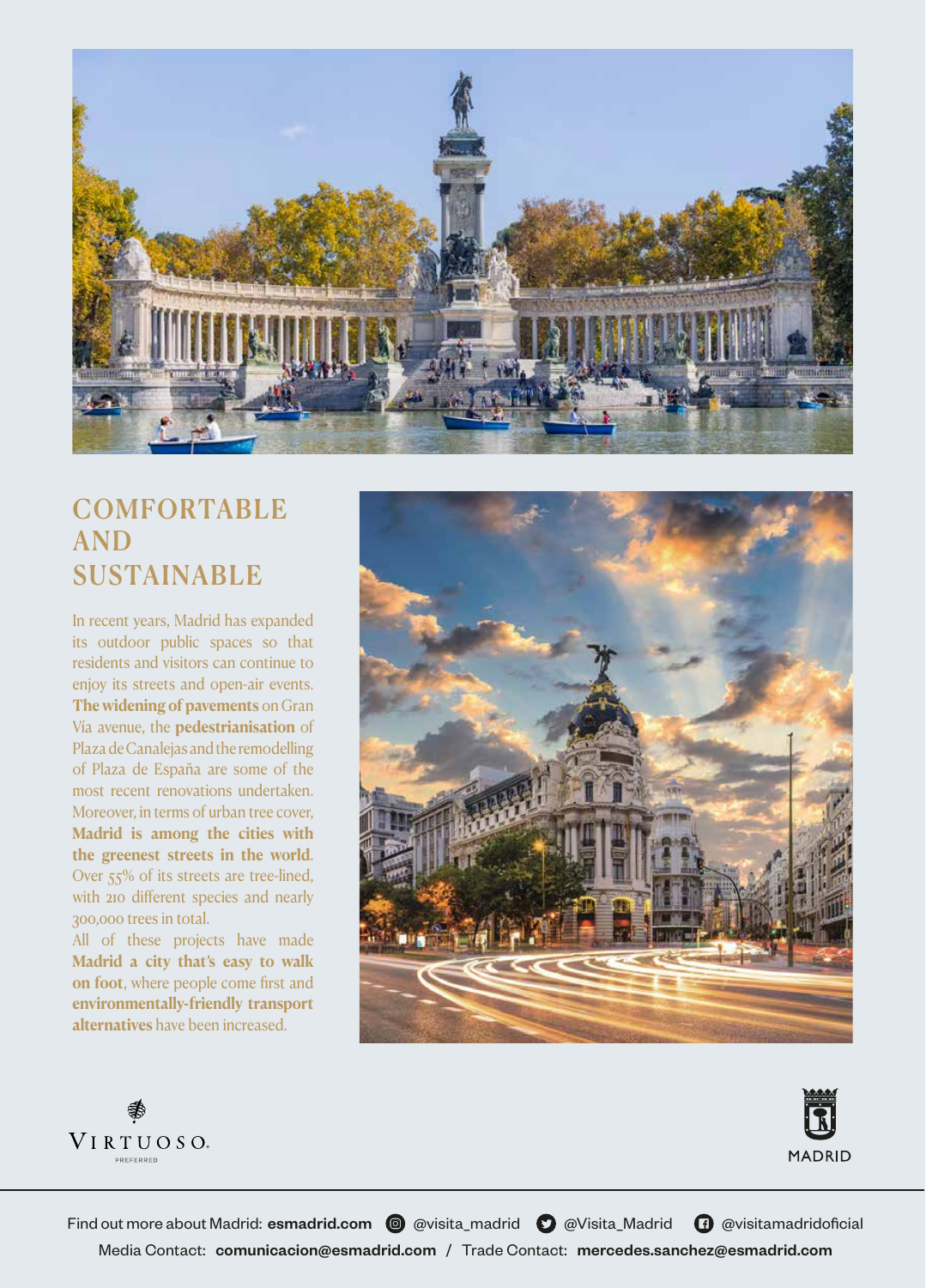# COMFORTABLE AND SUSTAINABLE

In recent years, Madrid has expanded its outdoor public spaces so that residents and visitors can continue to enjoy its streets and open-air events. **The widening of pavements** on Gran Vía avenue, the **pedestrianisation** of Plaza de Canalejas and the remodelling of Plaza de España are some of the most recent renovations undertaken. Moreover, in terms of urban tree cover, **Madrid is among the cities with the greenest streets in the world**. Over 55% of its streets are tree-lined, with 210 different species and nearly 300,000 trees in total.

All of these projects have made **Madrid a city that's easy to walk on foot**, where people come first and **environmentally-friendly transport alternatives** have been increased.

VIRTUOSO. PREFERRED

MADRID

Find out more about Madrid: **esmadrid.com** @visita_madrid @Visita_Madrid @visitamadridoficial

Media Contact: **comunicacion@esmadrid.com** / Trade Contact: **mercedes.sanchez@esmadrid.com**